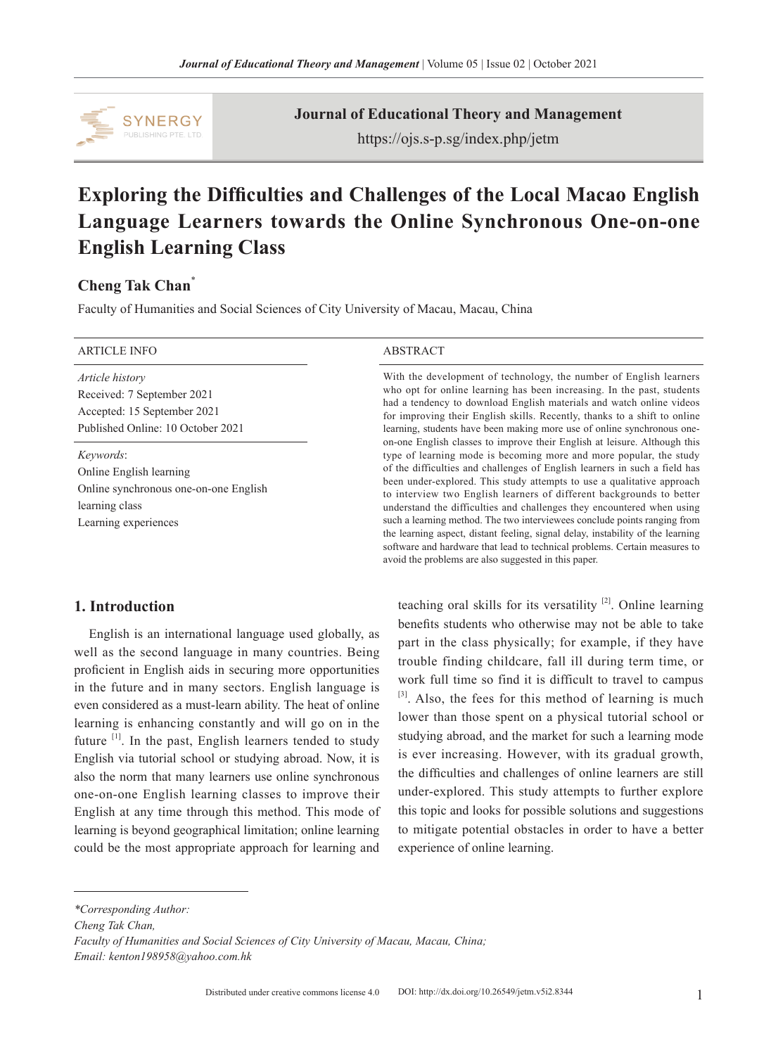# Exploring the Difficulties and Challenges of the Local Macao English Language Learners towards the Online Synchronous One-on-one English Learning Class

**Cheng Tak Chan***

Faculty of Humanities and Social Sciences of City University of Macau, Macau, China

**ARTICLE INFO**

*Article history*
Received: 7 September 2021
Accepted: 15 September 2021
Published Online: 10 October 2021

*Keywords*:
Online English learning
Online synchronous one-on-one English learning class
Learning experiences

**ABSTRACT**

With the development of technology, the number of English learners who opt for online learning has been increasing. In the past, students had a tendency to download English materials and watch online videos for improving their English skills. Recently, thanks to a shift to online learning, students have been making more use of online synchronous one-on-one English classes to improve their English at leisure. Although this type of learning mode is becoming more and more popular, the study of the difficulties and challenges of English learners in such a field has been under-explored. This study attempts to use a qualitative approach to interview two English learners of different backgrounds to better understand the difficulties and challenges they encountered when using such a learning method. The two interviewees conclude points ranging from the learning aspect, distant feeling, signal delay, instability of the learning software and hardware that lead to technical problems. Certain measures to avoid the problems are also suggested in this paper.

## 1. Introduction

English is an international language used globally, as well as the second language in many countries. Being proficient in English aids in securing more opportunities in the future and in many sectors. English language is even considered as a must-learn ability. The heat of online learning is enhancing constantly and will go on in the future [1]. In the past, English learners tended to study English via tutorial school or studying abroad. Now, it is also the norm that many learners use online synchronous one-on-one English learning classes to improve their English at any time through this method. This mode of learning is beyond geographical limitation; online learning could be the most appropriate approach for learning and teaching oral skills for its versatility [2]. Online learning benefits students who otherwise may not be able to take part in the class physically; for example, if they have trouble finding childcare, fall ill during term time, or work full time so find it is difficult to travel to campus [3]. Also, the fees for this method of learning is much lower than those spent on a physical tutorial school or studying abroad, and the market for such a learning mode is ever increasing. However, with its gradual growth, the difficulties and challenges of online learners are still under-explored. This study attempts to further explore this topic and looks for possible solutions and suggestions to mitigate potential obstacles in order to have a better experience of online learning.

---

*\*Corresponding Author:*
*Cheng Tak Chan,*
*Faculty of Humanities and Social Sciences of City University of Macau, Macau, China;*
*Email: kenton198958@yahoo.com.hk*

Distributed under creative commons license 4.0 DOI: http://dx.doi.org/10.26549/jetm.v5i2.8344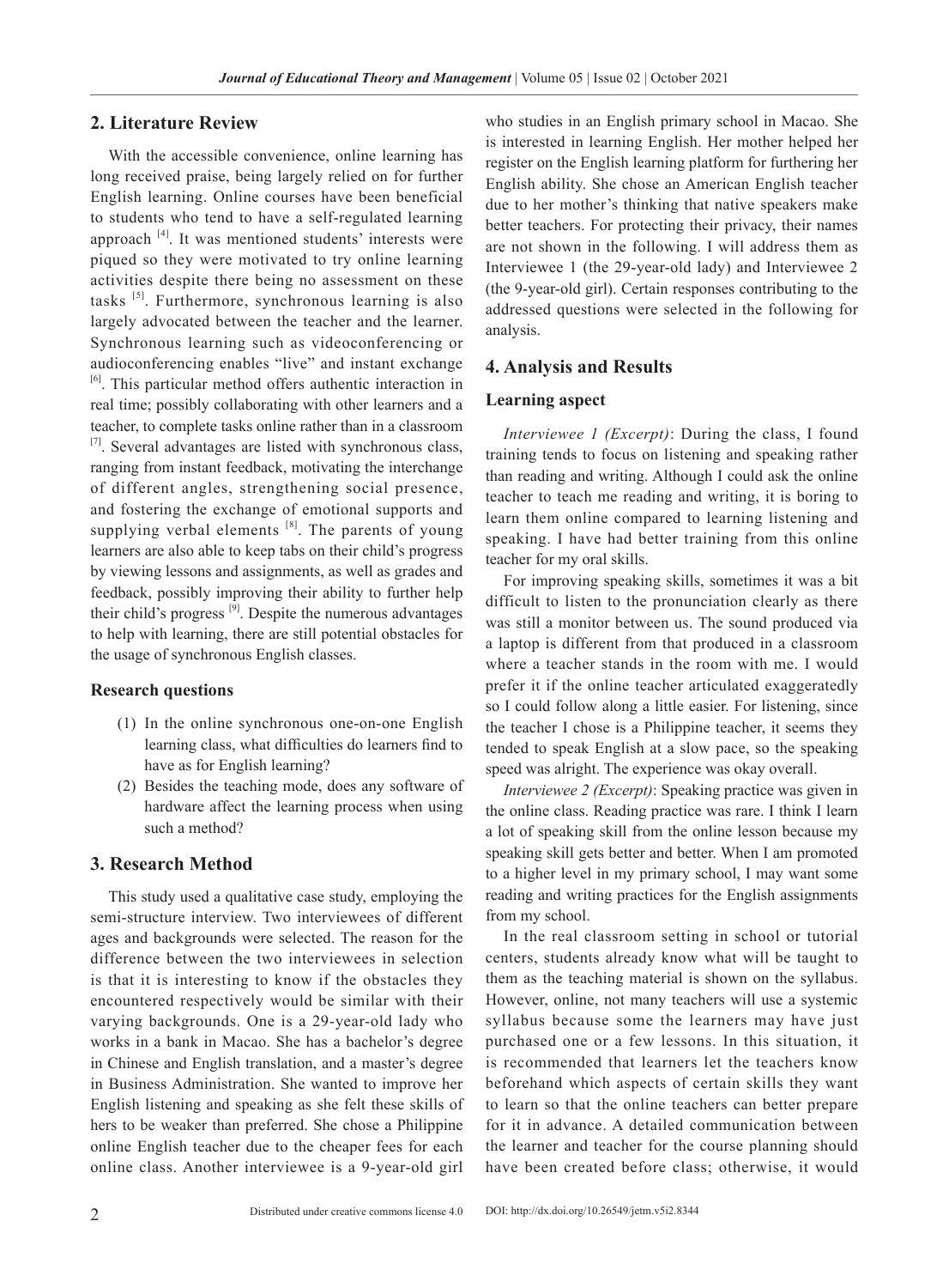## 2. Literature Review

With the accessible convenience, online learning has long received praise, being largely relied on for further English learning. Online courses have been beneficial to students who tend to have a self-regulated learning approach [4]. It was mentioned students' interests were piqued so they were motivated to try online learning activities despite there being no assessment on these tasks [5]. Furthermore, synchronous learning is also largely advocated between the teacher and the learner. Synchronous learning such as videoconferencing or audioconferencing enables "live" and instant exchange [6]. This particular method offers authentic interaction in real time; possibly collaborating with other learners and a teacher, to complete tasks online rather than in a classroom [7]. Several advantages are listed with synchronous class, ranging from instant feedback, motivating the interchange of different angles, strengthening social presence, and fostering the exchange of emotional supports and supplying verbal elements [8]. The parents of young learners are also able to keep tabs on their child's progress by viewing lessons and assignments, as well as grades and feedback, possibly improving their ability to further help their child's progress [9]. Despite the numerous advantages to help with learning, there are still potential obstacles for the usage of synchronous English classes.

### Research questions

(1) In the online synchronous one-on-one English learning class, what difficulties do learners find to have as for English learning?

(2) Besides the teaching mode, does any software of hardware affect the learning process when using such a method?

## 3. Research Method

This study used a qualitative case study, employing the semi-structure interview. Two interviewees of different ages and backgrounds were selected. The reason for the difference between the two interviewees in selection is that it is interesting to know if the obstacles they encountered respectively would be similar with their varying backgrounds. One is a 29-year-old lady who works in a bank in Macao. She has a bachelor's degree in Chinese and English translation, and a master's degree in Business Administration. She wanted to improve her English listening and speaking as she felt these skills of hers to be weaker than preferred. She chose a Philippine online English teacher due to the cheaper fees for each online class. Another interviewee is a 9-year-old girl who studies in an English primary school in Macao. She is interested in learning English. Her mother helped her register on the English learning platform for furthering her English ability. She chose an American English teacher due to her mother's thinking that native speakers make better teachers. For protecting their privacy, their names are not shown in the following. I will address them as Interviewee 1 (the 29-year-old lady) and Interviewee 2 (the 9-year-old girl). Certain responses contributing to the addressed questions were selected in the following for analysis.

## 4. Analysis and Results

### Learning aspect

*Interviewee 1 (Excerpt)*: During the class, I found training tends to focus on listening and speaking rather than reading and writing. Although I could ask the online teacher to teach me reading and writing, it is boring to learn them online compared to learning listening and speaking. I have had better training from this online teacher for my oral skills.

For improving speaking skills, sometimes it was a bit difficult to listen to the pronunciation clearly as there was still a monitor between us. The sound produced via a laptop is different from that produced in a classroom where a teacher stands in the room with me. I would prefer it if the online teacher articulated exaggeratedly so I could follow along a little easier. For listening, since the teacher I chose is a Philippine teacher, it seems they tended to speak English at a slow pace, so the speaking speed was alright. The experience was okay overall.

*Interviewee 2 (Excerpt)*: Speaking practice was given in the online class. Reading practice was rare. I think I learn a lot of speaking skill from the online lesson because my speaking skill gets better and better. When I am promoted to a higher level in my primary school, I may want some reading and writing practices for the English assignments from my school.

In the real classroom setting in school or tutorial centers, students already know what will be taught to them as the teaching material is shown on the syllabus. However, online, not many teachers will use a systemic syllabus because some the learners may have just purchased one or a few lessons. In this situation, it is recommended that learners let the teachers know beforehand which aspects of certain skills they want to learn so that the online teachers can better prepare for it in advance. A detailed communication between the learner and teacher for the course planning should have been created before class; otherwise, it would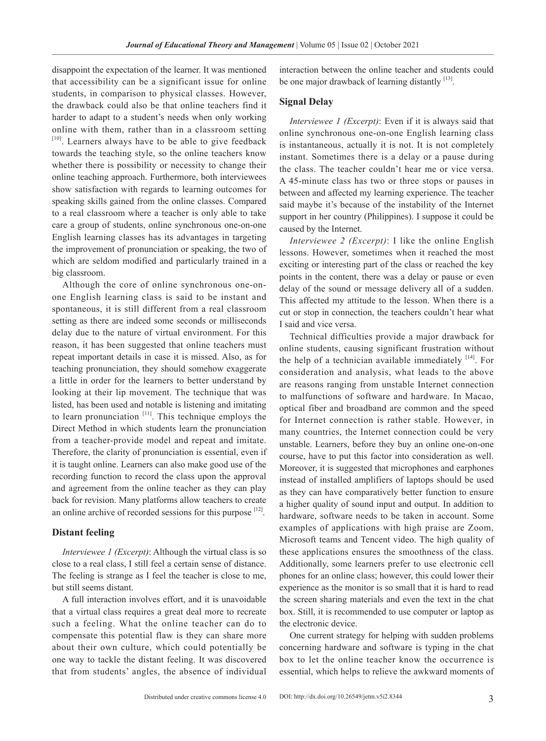disappoint the expectation of the learner. It was mentioned that accessibility can be a significant issue for online students, in comparison to physical classes. However, the drawback could also be that online teachers find it harder to adapt to a student's needs when only working online with them, rather than in a classroom setting [10]. Learners always have to be able to give feedback towards the teaching style, so the online teachers know whether there is possibility or necessity to change their online teaching approach. Furthermore, both interviewees show satisfaction with regards to learning outcomes for speaking skills gained from the online classes. Compared to a real classroom where a teacher is only able to take care a group of students, online synchronous one-on-one English learning classes has its advantages in targeting the improvement of pronunciation or speaking, the two of which are seldom modified and particularly trained in a big classroom.

Although the core of online synchronous one-on-one English learning class is said to be instant and spontaneous, it is still different from a real classroom setting as there are indeed some seconds or milliseconds delay due to the nature of virtual environment. For this reason, it has been suggested that online teachers must repeat important details in case it is missed. Also, as for teaching pronunciation, they should somehow exaggerate a little in order for the learners to better understand by looking at their lip movement. The technique that was listed, has been used and notable is listening and imitating to learn pronunciation [11]. This technique employs the Direct Method in which students learn the pronunciation from a teacher-provide model and repeat and imitate. Therefore, the clarity of pronunciation is essential, even if it is taught online. Learners can also make good use of the recording function to record the class upon the approval and agreement from the online teacher as they can play back for revision. Many platforms allow teachers to create an online archive of recorded sessions for this purpose [12].

## Distant feeling

*Interviewee 1 (Excerpt)*: Although the virtual class is so close to a real class, I still feel a certain sense of distance. The feeling is strange as I feel the teacher is close to me, but still seems distant.

A full interaction involves effort, and it is unavoidable that a virtual class requires a great deal more to recreate such a feeling. What the online teacher can do to compensate this potential flaw is they can share more about their own culture, which could potentially be one way to tackle the distant feeling. It was discovered that from students' angles, the absence of individual interaction between the online teacher and students could be one major drawback of learning distantly [13].

## Signal Delay

*Interviewee 1 (Excerpt)*: Even if it is always said that online synchronous one-on-one English learning class is instantaneous, actually it is not. It is not completely instant. Sometimes there is a delay or a pause during the class. The teacher couldn't hear me or vice versa. A 45-minute class has two or three stops or pauses in between and affected my learning experience. The teacher said maybe it's because of the instability of the Internet support in her country (Philippines). I suppose it could be caused by the Internet.

*Interviewee 2 (Excerpt)*: I like the online English lessons. However, sometimes when it reached the most exciting or interesting part of the class or reached the key points in the content, there was a delay or pause or even delay of the sound or message delivery all of a sudden. This affected my attitude to the lesson. When there is a cut or stop in connection, the teachers couldn't hear what I said and vice versa.

Technical difficulties provide a major drawback for online students, causing significant frustration without the help of a technician available immediately [14]. For consideration and analysis, what leads to the above are reasons ranging from unstable Internet connection to malfunctions of software and hardware. In Macao, optical fiber and broadband are common and the speed for Internet connection is rather stable. However, in many countries, the Internet connection could be very unstable. Learners, before they buy an online one-on-one course, have to put this factor into consideration as well. Moreover, it is suggested that microphones and earphones instead of installed amplifiers of laptops should be used as they can have comparatively better function to ensure a higher quality of sound input and output. In addition to hardware, software needs to be taken in account. Some examples of applications with high praise are Zoom, Microsoft teams and Tencent video. The high quality of these applications ensures the smoothness of the class. Additionally, some learners prefer to use electronic cell phones for an online class; however, this could lower their experience as the monitor is so small that it is hard to read the screen sharing materials and even the text in the chat box. Still, it is recommended to use computer or laptop as the electronic device.

One current strategy for helping with sudden problems concerning hardware and software is typing in the chat box to let the online teacher know the occurrence is essential, which helps to relieve the awkward moments of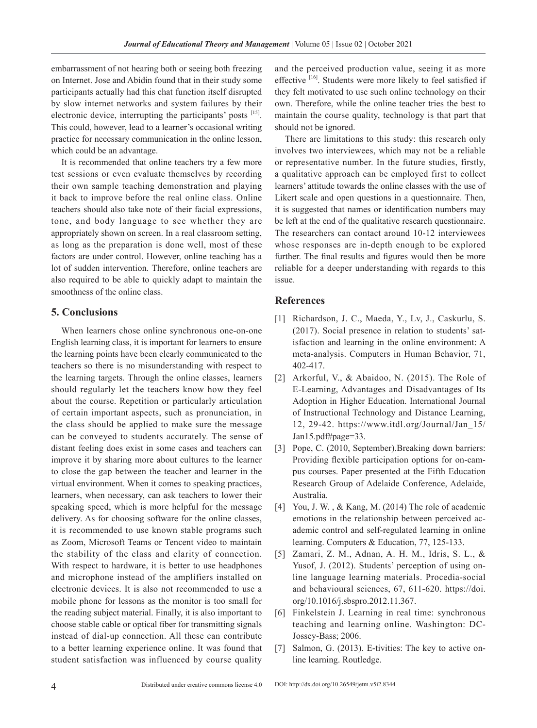embarrassment of not hearing both or seeing both freezing on Internet. Jose and Abidin found that in their study some participants actually had this chat function itself disrupted by slow internet networks and system failures by their electronic device, interrupting the participants' posts [15]. This could, however, lead to a learner's occasional writing practice for necessary communication in the online lesson, which could be an advantage.

It is recommended that online teachers try a few more test sessions or even evaluate themselves by recording their own sample teaching demonstration and playing it back to improve before the real online class. Online teachers should also take note of their facial expressions, tone, and body language to see whether they are appropriately shown on screen. In a real classroom setting, as long as the preparation is done well, most of these factors are under control. However, online teaching has a lot of sudden intervention. Therefore, online teachers are also required to be able to quickly adapt to maintain the smoothness of the online class.

## 5. Conclusions

When learners chose online synchronous one-on-one English learning class, it is important for learners to ensure the learning points have been clearly communicated to the teachers so there is no misunderstanding with respect to the learning targets. Through the online classes, learners should regularly let the teachers know how they feel about the course. Repetition or particularly articulation of certain important aspects, such as pronunciation, in the class should be applied to make sure the message can be conveyed to students accurately. The sense of distant feeling does exist in some cases and teachers can improve it by sharing more about cultures to the learner to close the gap between the teacher and learner in the virtual environment. When it comes to speaking practices, learners, when necessary, can ask teachers to lower their speaking speed, which is more helpful for the message delivery. As for choosing software for the online classes, it is recommended to use known stable programs such as Zoom, Microsoft Teams or Tencent video to maintain the stability of the class and clarity of connection. With respect to hardware, it is better to use headphones and microphone instead of the amplifiers installed on electronic devices. It is also not recommended to use a mobile phone for lessons as the monitor is too small for the reading subject material. Finally, it is also important to choose stable cable or optical fiber for transmitting signals instead of dial-up connection. All these can contribute to a better learning experience online. It was found that student satisfaction was influenced by course quality and the perceived production value, seeing it as more effective [16]. Students were more likely to feel satisfied if they felt motivated to use such online technology on their own. Therefore, while the online teacher tries the best to maintain the course quality, technology is that part that should not be ignored.

There are limitations to this study: this research only involves two interviewees, which may not be a reliable or representative number. In the future studies, firstly, a qualitative approach can be employed first to collect learners' attitude towards the online classes with the use of Likert scale and open questions in a questionnaire. Then, it is suggested that names or identification numbers may be left at the end of the qualitative research questionnaire. The researchers can contact around 10-12 interviewees whose responses are in-depth enough to be explored further. The final results and figures would then be more reliable for a deeper understanding with regards to this issue.

## References

[1] Richardson, J. C., Maeda, Y., Lv, J., Caskurlu, S. (2017). Social presence in relation to students' satisfaction and learning in the online environment: A meta-analysis. Computers in Human Behavior, 71, 402-417.

[2] Arkorful, V., & Abaidoo, N. (2015). The Role of E-Learning, Advantages and Disadvantages of Its Adoption in Higher Education. International Journal of Instructional Technology and Distance Learning, 12, 29-42. https://www.itdl.org/Journal/Jan_15/Jan15.pdf#page=33.

[3] Pope, C. (2010, September).Breaking down barriers: Providing flexible participation options for on-campus courses. Paper presented at the Fifth Education Research Group of Adelaide Conference, Adelaide, Australia.

[4] You, J. W. , & Kang, M. (2014) The role of academic emotions in the relationship between perceived academic control and self-regulated learning in online learning. Computers & Education, 77, 125-133.

[5] Zamari, Z. M., Adnan, A. H. M., Idris, S. L., & Yusof, J. (2012). Students' perception of using online language learning materials. Procedia-social and behavioural sciences, 67, 611-620. https://doi.org/10.1016/j.sbspro.2012.11.367.

[6] Finkelstein J. Learning in real time: synchronous teaching and learning online. Washington: DC-Jossey-Bass; 2006.

[7] Salmon, G. (2013). E-tivities: The key to active online learning. Routledge.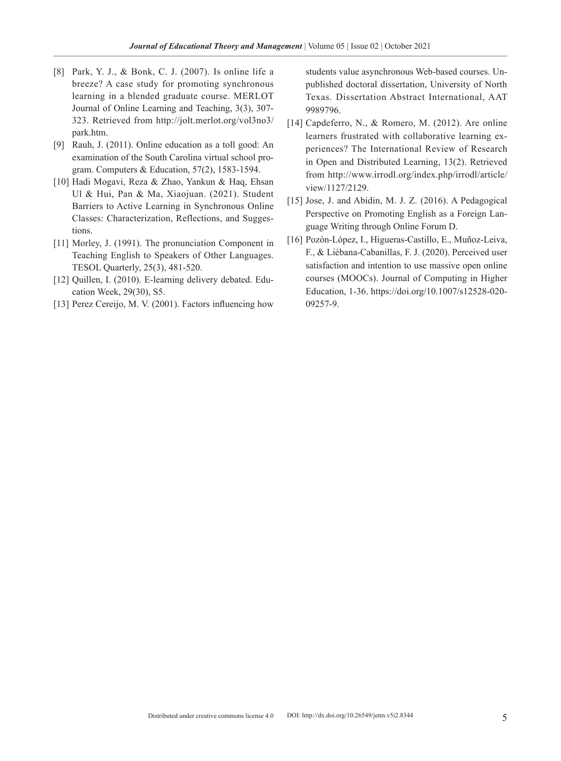[8] Park, Y. J., & Bonk, C. J. (2007). Is online life a breeze? A case study for promoting synchronous learning in a blended graduate course. MERLOT Journal of Online Learning and Teaching, 3(3), 307-323. Retrieved from http://jolt.merlot.org/vol3no3/park.htm.

[9] Rauh, J. (2011). Online education as a toll good: An examination of the South Carolina virtual school program. Computers & Education, 57(2), 1583-1594.

[10] Hadi Mogavi, Reza & Zhao, Yankun & Haq, Ehsan Ul & Hui, Pan & Ma, Xiaojuan. (2021). Student Barriers to Active Learning in Synchronous Online Classes: Characterization, Reflections, and Suggestions.

[11] Morley, J. (1991). The pronunciation Component in Teaching English to Speakers of Other Languages. TESOL Quarterly, 25(3), 481-520.

[12] Quillen, I. (2010). E-learning delivery debated. Education Week, 29(30), S5.

[13] Perez Cereijo, M. V. (2001). Factors influencing how students value asynchronous Web-based courses. Unpublished doctoral dissertation, University of North Texas. Dissertation Abstract International, AAT 9989796.

[14] Capdeferro, N., & Romero, M. (2012). Are online learners frustrated with collaborative learning experiences? The International Review of Research in Open and Distributed Learning, 13(2). Retrieved from http://www.irrodl.org/index.php/irrodl/article/view/1127/2129.

[15] Jose, J. and Abidin, M. J. Z. (2016). A Pedagogical Perspective on Promoting English as a Foreign Language Writing through Online Forum D.

[16] Pozón-López, I., Higueras-Castillo, E., Muñoz-Leiva, F., & Liébana-Cabanillas, F. J. (2020). Perceived user satisfaction and intention to use massive open online courses (MOOCs). Journal of Computing in Higher Education, 1-36. https://doi.org/10.1007/s12528-020-09257-9.